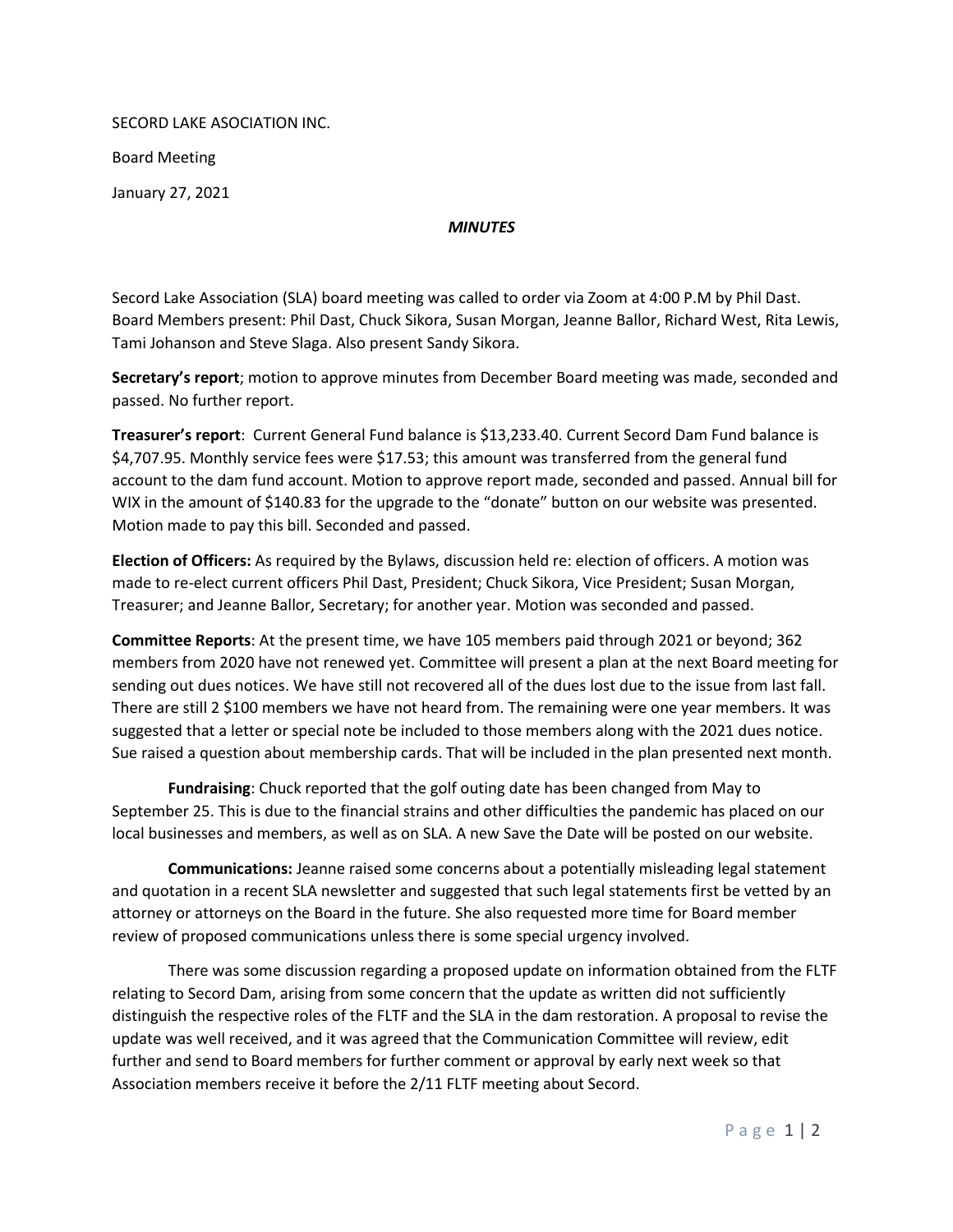SECORD LAKE ASOCIATION INC.

Board Meeting

January 27, 2021

***MINUTES***

Secord Lake Association (SLA) board meeting was called to order via Zoom at 4:00 P.M by Phil Dast. Board Members present: Phil Dast, Chuck Sikora, Susan Morgan, Jeanne Ballor, Richard West, Rita Lewis, Tami Johanson and Steve Slaga. Also present Sandy Sikora.

**Secretary's report**; motion to approve minutes from December Board meeting was made, seconded and passed. No further report.

**Treasurer's report**: Current General Fund balance is $13,233.40. Current Secord Dam Fund balance is $4,707.95. Monthly service fees were $17.53; this amount was transferred from the general fund account to the dam fund account. Motion to approve report made, seconded and passed. Annual bill for WIX in the amount of $140.83 for the upgrade to the "donate" button on our website was presented. Motion made to pay this bill. Seconded and passed.

**Election of Officers:** As required by the Bylaws, discussion held re: election of officers. A motion was made to re-elect current officers Phil Dast, President; Chuck Sikora, Vice President; Susan Morgan, Treasurer; and Jeanne Ballor, Secretary; for another year. Motion was seconded and passed.

**Committee Reports**: At the present time, we have 105 members paid through 2021 or beyond; 362 members from 2020 have not renewed yet. Committee will present a plan at the next Board meeting for sending out dues notices. We have still not recovered all of the dues lost due to the issue from last fall. There are still 2 $100 members we have not heard from. The remaining were one year members. It was suggested that a letter or special note be included to those members along with the 2021 dues notice. Sue raised a question about membership cards. That will be included in the plan presented next month.

**Fundraising**: Chuck reported that the golf outing date has been changed from May to September 25. This is due to the financial strains and other difficulties the pandemic has placed on our local businesses and members, as well as on SLA. A new Save the Date will be posted on our website.

**Communications:** Jeanne raised some concerns about a potentially misleading legal statement and quotation in a recent SLA newsletter and suggested that such legal statements first be vetted by an attorney or attorneys on the Board in the future. She also requested more time for Board member review of proposed communications unless there is some special urgency involved.

There was some discussion regarding a proposed update on information obtained from the FLTF relating to Secord Dam, arising from some concern that the update as written did not sufficiently distinguish the respective roles of the FLTF and the SLA in the dam restoration. A proposal to revise the update was well received, and it was agreed that the Communication Committee will review, edit further and send to Board members for further comment or approval by early next week so that Association members receive it before the 2/11 FLTF meeting about Secord.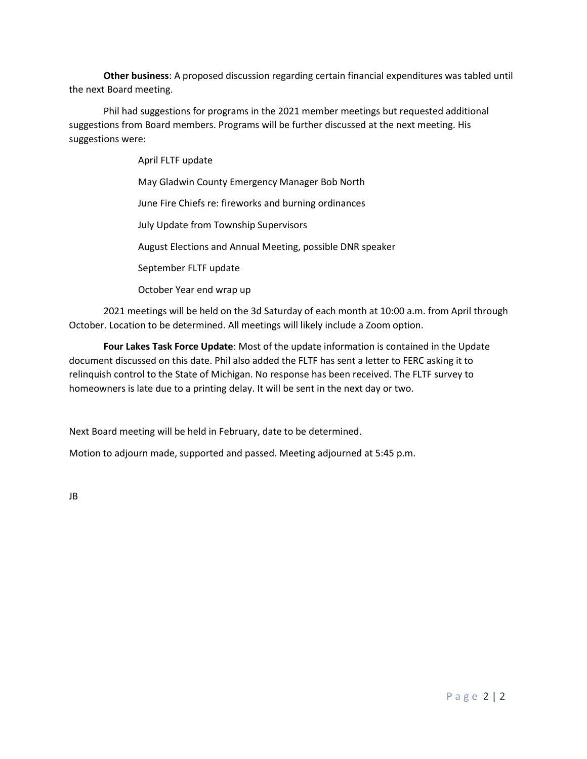**Other business**: A proposed discussion regarding certain financial expenditures was tabled until the next Board meeting.

Phil had suggestions for programs in the 2021 member meetings but requested additional suggestions from Board members. Programs will be further discussed at the next meeting. His suggestions were:

April FLTF update

May Gladwin County Emergency Manager Bob North

June Fire Chiefs re: fireworks and burning ordinances

July Update from Township Supervisors

August Elections and Annual Meeting, possible DNR speaker

September FLTF update

October Year end wrap up

2021 meetings will be held on the 3d Saturday of each month at 10:00 a.m. from April through October. Location to be determined. All meetings will likely include a Zoom option.

**Four Lakes Task Force Update**: Most of the update information is contained in the Update document discussed on this date. Phil also added the FLTF has sent a letter to FERC asking it to relinquish control to the State of Michigan. No response has been received. The FLTF survey to homeowners is late due to a printing delay. It will be sent in the next day or two.

Next Board meeting will be held in February, date to be determined.

Motion to adjourn made, supported and passed. Meeting adjourned at 5:45 p.m.

JB